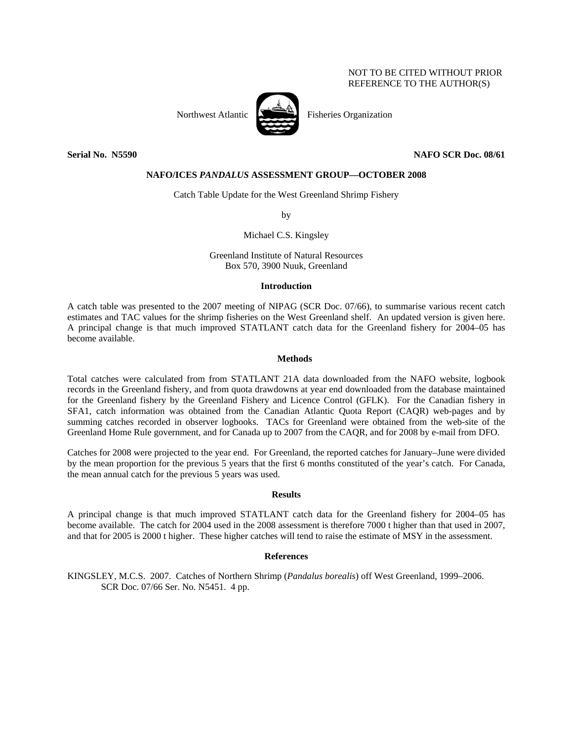NOT TO BE CITED WITHOUT PRIOR
REFERENCE TO THE AUTHOR(S)

Northwest Atlantic Fisheries Organization

**Serial No. N5590** **NAFO SCR Doc. 08/61**

**NAFO/ICES *PANDALUS* ASSESSMENT GROUP—OCTOBER 2008**

Catch Table Update for the West Greenland Shrimp Fishery

by

Michael C.S. Kingsley

Greenland Institute of Natural Resources
Box 570, 3900 Nuuk, Greenland

## Introduction

A catch table was presented to the 2007 meeting of NIPAG (SCR Doc. 07/66), to summarise various recent catch estimates and TAC values for the shrimp fisheries on the West Greenland shelf. An updated version is given here. A principal change is that much improved STATLANT catch data for the Greenland fishery for 2004–05 has become available.

## Methods

Total catches were calculated from from STATLANT 21A data downloaded from the NAFO website, logbook records in the Greenland fishery, and from quota drawdowns at year end downloaded from the database maintained for the Greenland fishery by the Greenland Fishery and Licence Control (GFLK). For the Canadian fishery in SFA1, catch information was obtained from the Canadian Atlantic Quota Report (CAQR) web-pages and by summing catches recorded in observer logbooks. TACs for Greenland were obtained from the web-site of the Greenland Home Rule government, and for Canada up to 2007 from the CAQR, and for 2008 by e-mail from DFO.

Catches for 2008 were projected to the year end. For Greenland, the reported catches for January–June were divided by the mean proportion for the previous 5 years that the first 6 months constituted of the year's catch. For Canada, the mean annual catch for the previous 5 years was used.

## Results

A principal change is that much improved STATLANT catch data for the Greenland fishery for 2004–05 has become available. The catch for 2004 used in the 2008 assessment is therefore 7000 t higher than that used in 2007, and that for 2005 is 2000 t higher. These higher catches will tend to raise the estimate of MSY in the assessment.

## References

KINGSLEY, M.C.S. 2007. Catches of Northern Shrimp (*Pandalus borealis*) off West Greenland, 1999–2006. SCR Doc. 07/66 Ser. No. N5451. 4 pp.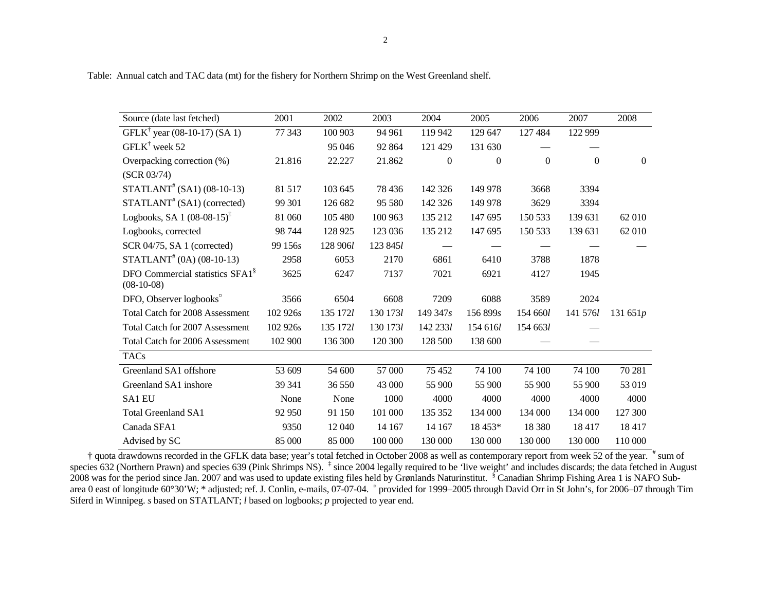Table: Annual catch and TAC data (mt) for the fishery for Northern Shrimp on the West Greenland shelf.

| Source (date last fetched) | 2001 | 2002 | 2003 | 2004 | 2005 | 2006 | 2007 | 2008 |
|---|---|---|---|---|---|---|---|---|
| GFLK[†] year (08-10-17) (SA 1) | 77 343 | 100 903 | 94 961 | 119 942 | 129 647 | 127 484 | 122 999 | |
| GFLK[†] week 52 | | 95 046 | 92 864 | 121 429 | 131 630 | — | — | |
| Overpacking correction (%) (SCR 03/74) | 21.816 | 22.227 | 21.862 | 0 | 0 | 0 | 0 | 0 |
| STATLANT[#] (SA1) (08-10-13) | 81 517 | 103 645 | 78 436 | 142 326 | 149 978 | 3668 | 3394 | |
| STATLANT[#] (SA1) (corrected) | 99 301 | 126 682 | 95 580 | 142 326 | 149 978 | 3629 | 3394 | |
| Logbooks, SA 1 (08-08-15)[‡] | 81 060 | 105 480 | 100 963 | 135 212 | 147 695 | 150 533 | 139 631 | 62 010 |
| Logbooks, corrected | 98 744 | 128 925 | 123 036 | 135 212 | 147 695 | 150 533 | 139 631 | 62 010 |
| SCR 04/75, SA 1 (corrected) | 99 156*s* | 128 906*l* | 123 845*l* | — | — | — | — | — |
| STATLANT[#] (0A) (08-10-13) | 2958 | 6053 | 2170 | 6861 | 6410 | 3788 | 1878 | |
| DFO Commercial statistics SFA1[§] (08-10-08) | 3625 | 6247 | 7137 | 7021 | 6921 | 4127 | 1945 | |
| DFO, Observer logbooks[¤] | 3566 | 6504 | 6608 | 7209 | 6088 | 3589 | 2024 | |
| Total Catch for 2008 Assessment | 102 926*s* | 135 172*l* | 130 173*l* | 149 347*s* | 156 899*s* | 154 660*l* | 141 576*l* | 131 651*p* |
| Total Catch for 2007 Assessment | 102 926*s* | 135 172*l* | 130 173*l* | 142 233*l* | 154 616*l* | 154 663*l* | — | |
| Total Catch for 2006 Assessment | 102 900 | 136 300 | 120 300 | 128 500 | 138 600 | — | — | |
| TACs | | | | | | | | |
| Greenland SA1 offshore | 53 609 | 54 600 | 57 000 | 75 452 | 74 100 | 74 100 | 74 100 | 70 281 |
| Greenland SA1 inshore | 39 341 | 36 550 | 43 000 | 55 900 | 55 900 | 55 900 | 55 900 | 53 019 |
| SA1 EU | None | None | 1000 | 4000 | 4000 | 4000 | 4000 | 4000 |
| Total Greenland SA1 | 92 950 | 91 150 | 101 000 | 135 352 | 134 000 | 134 000 | 134 000 | 127 300 |
| Canada SFA1 | 9350 | 12 040 | 14 167 | 14 167 | 18 453* | 18 380 | 18 417 | 18 417 |
| Advised by SC | 85 000 | 85 000 | 100 000 | 130 000 | 130 000 | 130 000 | 130 000 | 110 000 |

† quota drawdowns recorded in the GFLK data base; year's total fetched in October 2008 as well as contemporary report from week 52 of the year. # sum of species 632 (Northern Prawn) and species 639 (Pink Shrimps NS). ‡ since 2004 legally required to be 'live weight' and includes discards; the data fetched in August 2008 was for the period since Jan. 2007 and was used to update existing files held by Grønlands Naturinstitut. § Canadian Shrimp Fishing Area 1 is NAFO Sub-area 0 east of longitude 60°30'W; * adjusted; ref. J. Conlin, e-mails, 07-07-04. ¤ provided for 1999–2005 through David Orr in St John's, for 2006–07 through Tim Siferd in Winnipeg. *s* based on STATLANT; *l* based on logbooks; *p* projected to year end.